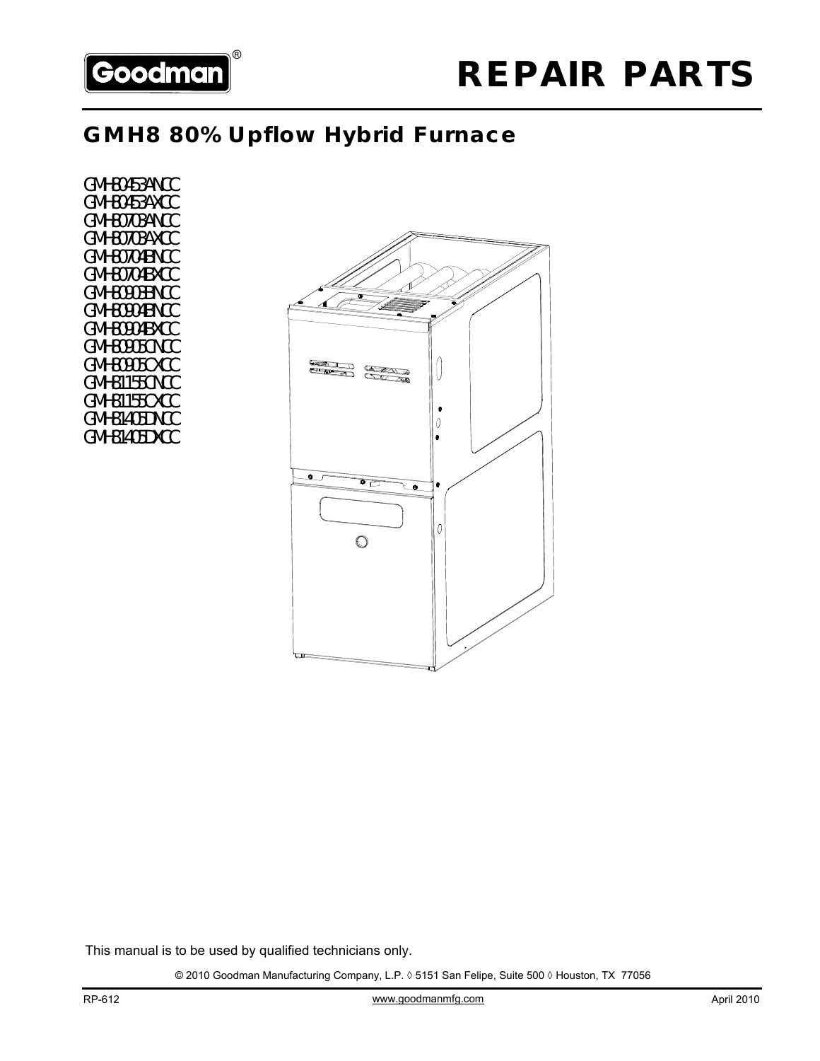Goodman®

# REPAIR PARTS

## GMH8 80% Upflow Hybrid Furnace

GMH80453ANCC
GMH80453AXCC
GMH80703ANCC
GMH80703AXCC
GMH80704BNCC
GMH80704BXCC
GMH80903BNCC
GMH80904BNCC
GMH80904BXCC
GMH80905CNCC
GMH80905CXCC
GMH81155CNCC
GMH81155CXCC
GMH81405DNCC
GMH81405DXCC

This manual is to be used by qualified technicians only.

© 2010 Goodman Manufacturing Company, L.P. ◊ 5151 San Felipe, Suite 500 ◊ Houston, TX 77056

RP-612 www.goodmanmfg.com April 2010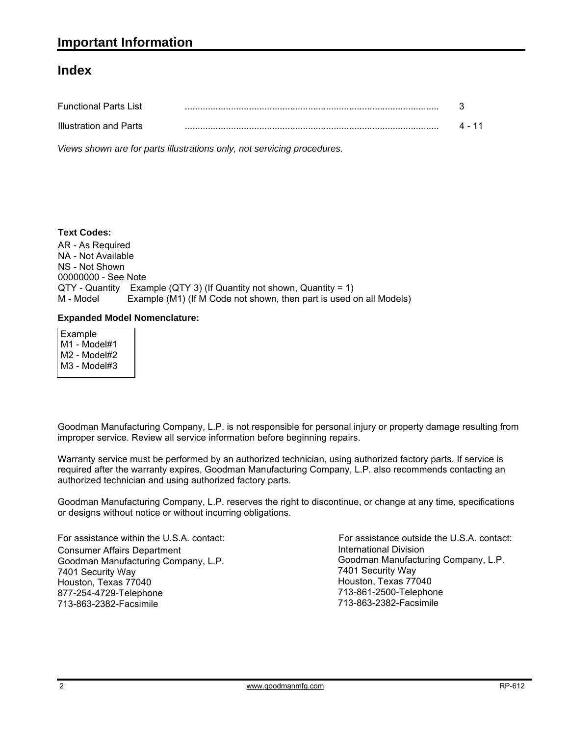# Important Information

## Index

| | | |
|---|---|---|
| Functional Parts List | ........................................................................................ | 3 |
| Illustration and Parts | ........................................................................................ | 4 - 11 |

*Views shown are for parts illustrations only, not servicing procedures.*

**Text Codes:**

AR - As Required
NA - Not Available
NS - Not Shown
00000000 - See Note
QTY - Quantity    Example (QTY 3) (If Quantity not shown, Quantity = 1)
M - Model    Example (M1) (If M Code not shown, then part is used on all Models)

**Expanded Model Nomenclature:**

Example
M1 - Model#1
M2 - Model#2
M3 - Model#3

Goodman Manufacturing Company, L.P. is not responsible for personal injury or property damage resulting from improper service. Review all service information before beginning repairs.

Warranty service must be performed by an authorized technician, using authorized factory parts. If service is required after the warranty expires, Goodman Manufacturing Company, L.P. also recommends contacting an authorized technician and using authorized factory parts.

Goodman Manufacturing Company, L.P. reserves the right to discontinue, or change at any time, specifications or designs without notice or without incurring obligations.

For assistance within the U.S.A. contact:
Consumer Affairs Department
Goodman Manufacturing Company, L.P.
7401 Security Way
Houston, Texas 77040
877-254-4729-Telephone
713-863-2382-Facsimile

For assistance outside the U.S.A. contact:
International Division
Goodman Manufacturing Company, L.P.
7401 Security Way
Houston, Texas 77040
713-861-2500-Telephone
713-863-2382-Facsimile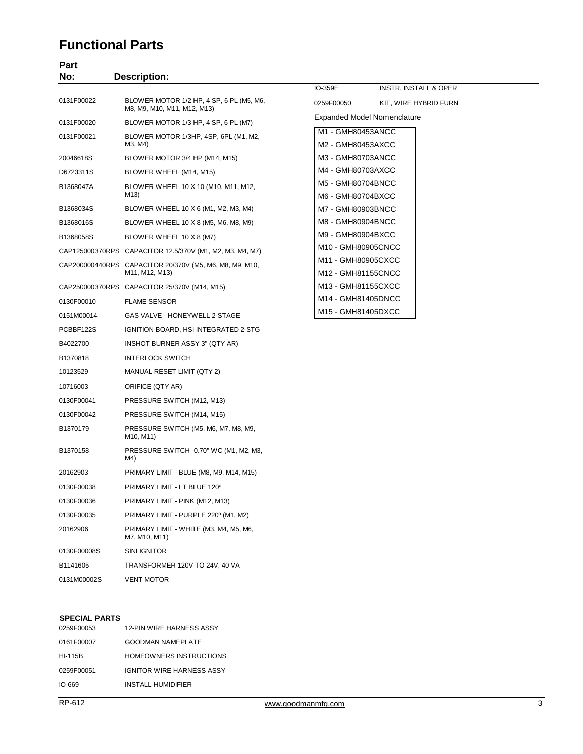# Functional Parts

| Part No: | Description: |
|---|---|
| 0131F00022 | BLOWER MOTOR 1/2 HP, 4 SP, 6 PL (M5, M6, M8, M9, M10, M11, M12, M13) |
| 0131F00020 | BLOWER MOTOR 1/3 HP, 4 SP, 6 PL (M7) |
| 0131F00021 | BLOWER MOTOR 1/3HP, 4SP, 6PL (M1, M2, M3, M4) |
| 20046618S | BLOWER MOTOR 3/4 HP (M14, M15) |
| D6723311S | BLOWER WHEEL (M14, M15) |
| B1368047A | BLOWER WHEEL 10 X 10 (M10, M11, M12, M13) |
| B1368034S | BLOWER WHEEL 10 X 6 (M1, M2, M3, M4) |
| B1368016S | BLOWER WHEEL 10 X 8 (M5, M6, M8, M9) |
| B1368058S | BLOWER WHEEL 10 X 8 (M7) |
| CAP125000370RPS | CAPACITOR 12.5/370V (M1, M2, M3, M4, M7) |
| CAP200000440RPS | CAPACITOR 20/370V (M5, M6, M8, M9, M10, M11, M12, M13) |
| CAP250000370RPS | CAPACITOR 25/370V (M14, M15) |
| 0130F00010 | FLAME SENSOR |
| 0151M00014 | GAS VALVE - HONEYWELL 2-STAGE |
| PCBBF122S | IGNITION BOARD, HSI INTEGRATED 2-STG |
| B4022700 | INSHOT BURNER ASSY 3" (QTY AR) |
| B1370818 | INTERLOCK SWITCH |
| 10123529 | MANUAL RESET LIMIT (QTY 2) |
| 10716003 | ORIFICE (QTY AR) |
| 0130F00041 | PRESSURE SWITCH (M12, M13) |
| 0130F00042 | PRESSURE SWITCH (M14, M15) |
| B1370179 | PRESSURE SWITCH (M5, M6, M7, M8, M9, M10, M11) |
| B1370158 | PRESSURE SWITCH -0.70" WC (M1, M2, M3, M4) |
| 20162903 | PRIMARY LIMIT - BLUE (M8, M9, M14, M15) |
| 0130F00038 | PRIMARY LIMIT - LT BLUE 120º |
| 0130F00036 | PRIMARY LIMIT - PINK (M12, M13) |
| 0130F00035 | PRIMARY LIMIT - PURPLE 220º (M1, M2) |
| 20162906 | PRIMARY LIMIT - WHITE (M3, M4, M5, M6, M7, M10, M11) |
| 0130F00008S | SINI IGNITOR |
| B1141605 | TRANSFORMER 120V TO 24V, 40 VA |
| 0131M00002S | VENT MOTOR |

**SPECIAL PARTS**

| Part No: | Description: |
|---|---|
| 0259F00053 | 12-PIN WIRE HARNESS ASSY |
| 0161F00007 | GOODMAN NAMEPLATE |
| HI-115B | HOMEOWNERS INSTRUCTIONS |
| 0259F00051 | IGNITOR WIRE HARNESS ASSY |
| IO-669 | INSTALL-HUMIDIFIER |
| IO-359E | INSTR, INSTALL & OPER |
| 0259F00050 | KIT, WIRE HYBRID FURN |

Expanded Model Nomenclature

- M1 - GMH80453ANCC
- M2 - GMH80453AXCC
- M3 - GMH80703ANCC
- M4 - GMH80703AXCC
- M5 - GMH80704BNCC
- M6 - GMH80704BXCC
- M7 - GMH80903BNCC
- M8 - GMH80904BNCC
- M9 - GMH80904BXCC
- M10 - GMH80905CNCC
- M11 - GMH80905CXCC
- M12 - GMH81155CNCC
- M13 - GMH81155CXCC
- M14 - GMH81405DNCC
- M15 - GMH81405DXCC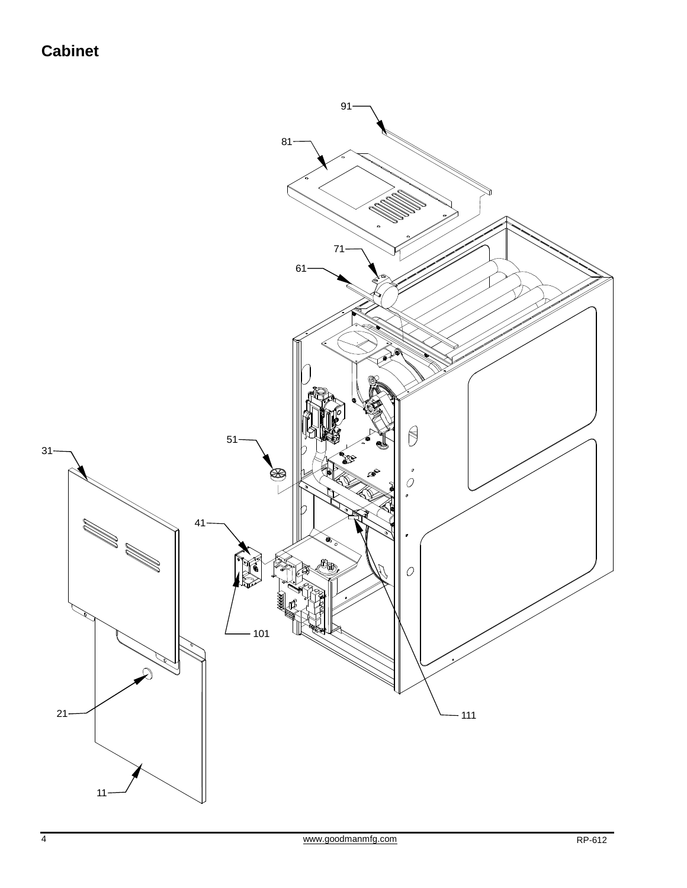# Cabinet

91

81

71

61

51

31

41

101

21

111

11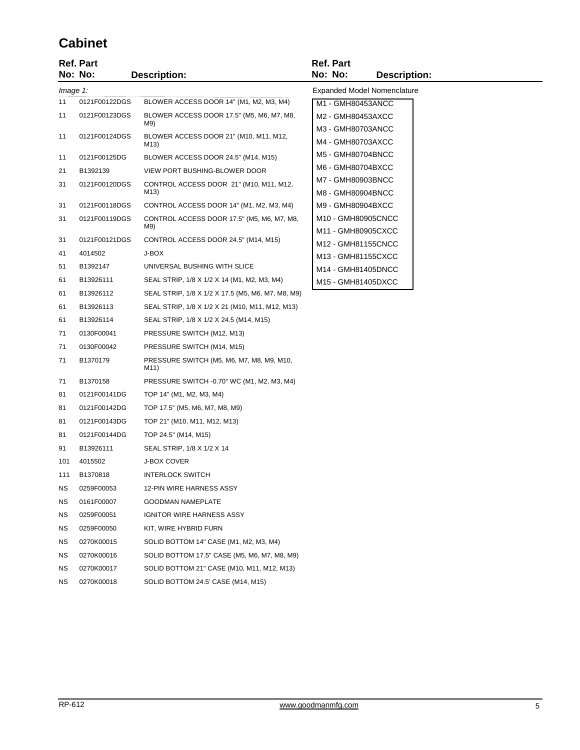# Cabinet

| Ref. No: | Part No: | Description: |
|---|---|---|
| *Image 1:* | | |
| 11 | 0121F00122DGS | BLOWER ACCESS DOOR 14" (M1, M2, M3, M4) |
| 11 | 0121F00123DGS | BLOWER ACCESS DOOR 17.5" (M5, M6, M7, M8, M9) |
| 11 | 0121F00124DGS | BLOWER ACCESS DOOR 21" (M10, M11, M12, M13) |
| 11 | 0121F00125DG | BLOWER ACCESS DOOR 24.5" (M14, M15) |
| 21 | B1392139 | VIEW PORT BUSHING-BLOWER DOOR |
| 31 | 0121F00120DGS | CONTROL ACCESS DOOR 21" (M10, M11, M12, M13) |
| 31 | 0121F00118DGS | CONTROL ACCESS DOOR 14" (M1, M2, M3, M4) |
| 31 | 0121F00119DGS | CONTROL ACCESS DOOR 17.5" (M5, M6, M7, M8, M9) |
| 31 | 0121F00121DGS | CONTROL ACCESS DOOR 24.5" (M14, M15) |
| 41 | 4014502 | J-BOX |
| 51 | B1392147 | UNIVERSAL BUSHING WITH SLICE |
| 61 | B13926111 | SEAL STRIP, 1/8 X 1/2 X 14 (M1, M2, M3, M4) |
| 61 | B13926112 | SEAL STRIP, 1/8 X 1/2 X 17.5 (M5, M6, M7, M8, M9) |
| 61 | B13926113 | SEAL STRIP, 1/8 X 1/2 X 21 (M10, M11, M12, M13) |
| 61 | B13926114 | SEAL STRIP, 1/8 X 1/2 X 24.5 (M14, M15) |
| 71 | 0130F00041 | PRESSURE SWITCH (M12, M13) |
| 71 | 0130F00042 | PRESSURE SWITCH (M14, M15) |
| 71 | B1370179 | PRESSURE SWITCH (M5, M6, M7, M8, M9, M10, M11) |
| 71 | B1370158 | PRESSURE SWITCH -0.70" WC (M1, M2, M3, M4) |
| 81 | 0121F00141DG | TOP 14" (M1, M2, M3, M4) |
| 81 | 0121F00142DG | TOP 17.5" (M5, M6, M7, M8, M9) |
| 81 | 0121F00143DG | TOP 21" (M10, M11, M12, M13) |
| 81 | 0121F00144DG | TOP 24.5" (M14, M15) |
| 91 | B13926111 | SEAL STRIP, 1/8 X 1/2 X 14 |
| 101 | 4015502 | J-BOX COVER |
| 111 | B1370818 | INTERLOCK SWITCH |
| NS | 0259F00053 | 12-PIN WIRE HARNESS ASSY |
| NS | 0161F00007 | GOODMAN NAMEPLATE |
| NS | 0259F00051 | IGNITOR WIRE HARNESS ASSY |
| NS | 0259F00050 | KIT, WIRE HYBRID FURN |
| NS | 0270K00015 | SOLID BOTTOM 14" CASE (M1, M2, M3, M4) |
| NS | 0270K00016 | SOLID BOTTOM 17.5" CASE (M5, M6, M7, M8, M9) |
| NS | 0270K00017 | SOLID BOTTOM 21" CASE (M10, M11, M12, M13) |
| NS | 0270K00018 | SOLID BOTTOM 24.5' CASE (M14, M15) |

Expanded Model Nomenclature

- M1 - GMH80453ANCC
- M2 - GMH80453AXCC
- M3 - GMH80703ANCC
- M4 - GMH80703AXCC
- M5 - GMH80704BNCC
- M6 - GMH80704BXCC
- M7 - GMH80903BNCC
- M8 - GMH80904BNCC
- M9 - GMH80904BXCC
- M10 - GMH80905CNCC
- M11 - GMH80905CXCC
- M12 - GMH81155CNCC
- M13 - GMH81155CXCC
- M14 - GMH81405DNCC
- M15 - GMH81405DXCC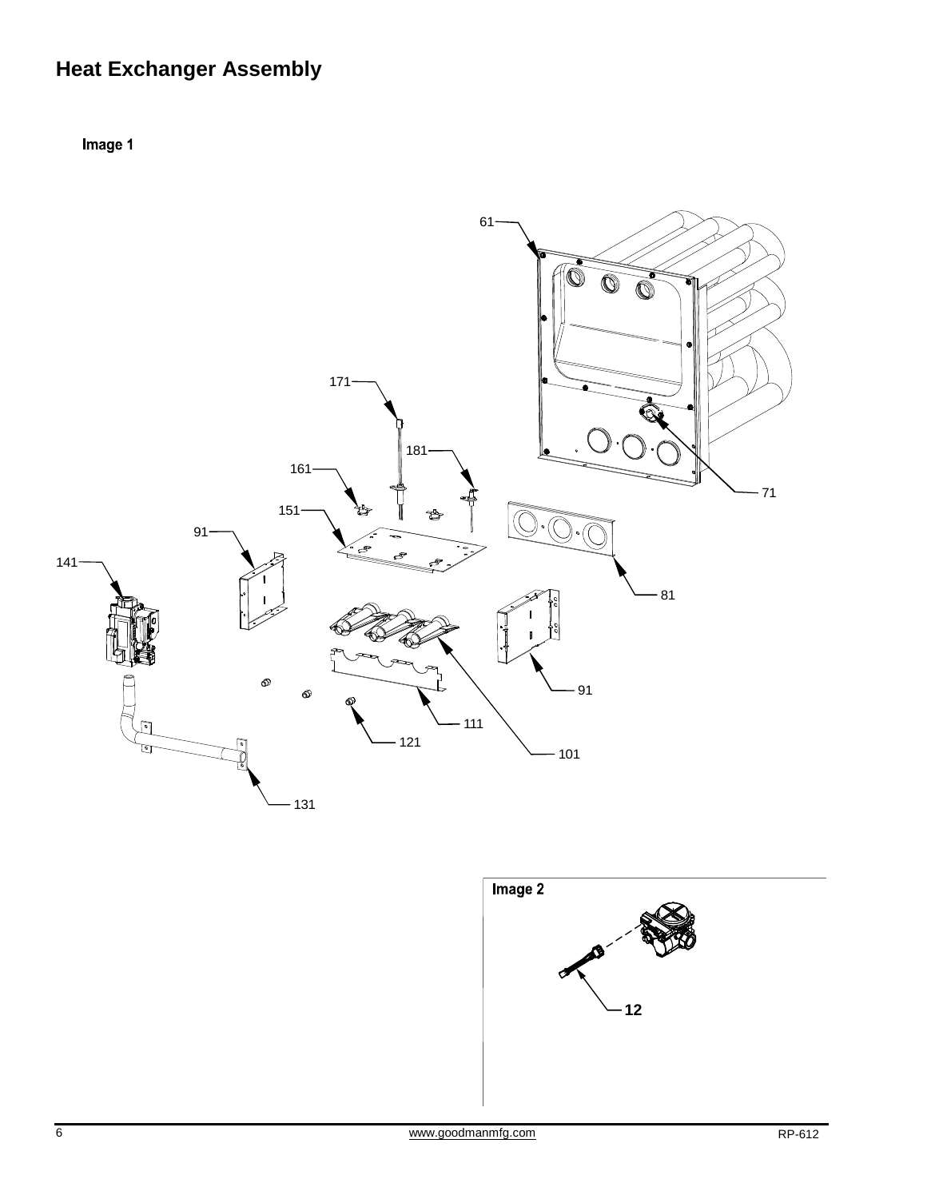## Heat Exchanger Assembly

Image 1

61

171

181

161

151

91

141

71

81

91

111

121

101

131

Image 2

12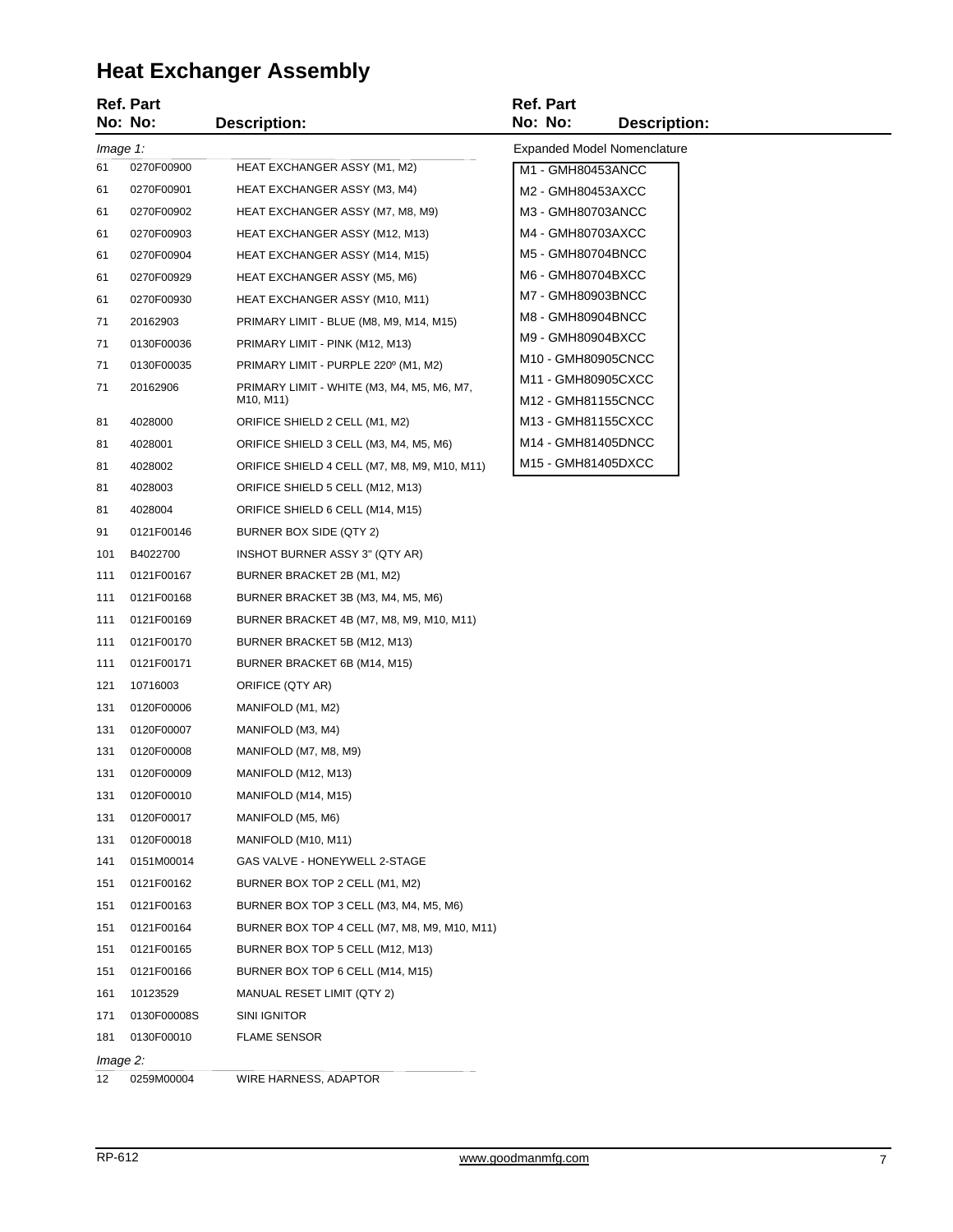# Heat Exchanger Assembly

| Ref. No: | Part No: | Description: |
|---|---|---|
| *Image 1:* | | |
| 61 | 0270F00900 | HEAT EXCHANGER ASSY (M1, M2) |
| 61 | 0270F00901 | HEAT EXCHANGER ASSY (M3, M4) |
| 61 | 0270F00902 | HEAT EXCHANGER ASSY (M7, M8, M9) |
| 61 | 0270F00903 | HEAT EXCHANGER ASSY (M12, M13) |
| 61 | 0270F00904 | HEAT EXCHANGER ASSY (M14, M15) |
| 61 | 0270F00929 | HEAT EXCHANGER ASSY (M5, M6) |
| 61 | 0270F00930 | HEAT EXCHANGER ASSY (M10, M11) |
| 71 | 20162903 | PRIMARY LIMIT - BLUE (M8, M9, M14, M15) |
| 71 | 0130F00036 | PRIMARY LIMIT - PINK (M12, M13) |
| 71 | 0130F00035 | PRIMARY LIMIT - PURPLE 220º (M1, M2) |
| 71 | 20162906 | PRIMARY LIMIT - WHITE (M3, M4, M5, M6, M7, M10, M11) |
| 81 | 4028000 | ORIFICE SHIELD 2 CELL (M1, M2) |
| 81 | 4028001 | ORIFICE SHIELD 3 CELL (M3, M4, M5, M6) |
| 81 | 4028002 | ORIFICE SHIELD 4 CELL (M7, M8, M9, M10, M11) |
| 81 | 4028003 | ORIFICE SHIELD 5 CELL (M12, M13) |
| 81 | 4028004 | ORIFICE SHIELD 6 CELL (M14, M15) |
| 91 | 0121F00146 | BURNER BOX SIDE (QTY 2) |
| 101 | B4022700 | INSHOT BURNER ASSY 3" (QTY AR) |
| 111 | 0121F00167 | BURNER BRACKET 2B (M1, M2) |
| 111 | 0121F00168 | BURNER BRACKET 3B (M3, M4, M5, M6) |
| 111 | 0121F00169 | BURNER BRACKET 4B (M7, M8, M9, M10, M11) |
| 111 | 0121F00170 | BURNER BRACKET 5B (M12, M13) |
| 111 | 0121F00171 | BURNER BRACKET 6B (M14, M15) |
| 121 | 10716003 | ORIFICE (QTY AR) |
| 131 | 0120F00006 | MANIFOLD (M1, M2) |
| 131 | 0120F00007 | MANIFOLD (M3, M4) |
| 131 | 0120F00008 | MANIFOLD (M7, M8, M9) |
| 131 | 0120F00009 | MANIFOLD (M12, M13) |
| 131 | 0120F00010 | MANIFOLD (M14, M15) |
| 131 | 0120F00017 | MANIFOLD (M5, M6) |
| 131 | 0120F00018 | MANIFOLD (M10, M11) |
| 141 | 0151M00014 | GAS VALVE - HONEYWELL 2-STAGE |
| 151 | 0121F00162 | BURNER BOX TOP 2 CELL (M1, M2) |
| 151 | 0121F00163 | BURNER BOX TOP 3 CELL (M3, M4, M5, M6) |
| 151 | 0121F00164 | BURNER BOX TOP 4 CELL (M7, M8, M9, M10, M11) |
| 151 | 0121F00165 | BURNER BOX TOP 5 CELL (M12, M13) |
| 151 | 0121F00166 | BURNER BOX TOP 6 CELL (M14, M15) |
| 161 | 10123529 | MANUAL RESET LIMIT (QTY 2) |
| 171 | 0130F00008S | SINI IGNITOR |
| 181 | 0130F00010 | FLAME SENSOR |
| *Image 2:* | | |
| 12 | 0259M00004 | WIRE HARNESS, ADAPTOR |

**Expanded Model Nomenclature**

- M1 - GMH80453ANCC
- M2 - GMH80453AXCC
- M3 - GMH80703ANCC
- M4 - GMH80703AXCC
- M5 - GMH80704BNCC
- M6 - GMH80704BXCC
- M7 - GMH80903BNCC
- M8 - GMH80904BNCC
- M9 - GMH80904BXCC
- M10 - GMH80905CNCC
- M11 - GMH80905CXCC
- M12 - GMH81155CNCC
- M13 - GMH81155CXCC
- M14 - GMH81405DNCC
- M15 - GMH81405DXCC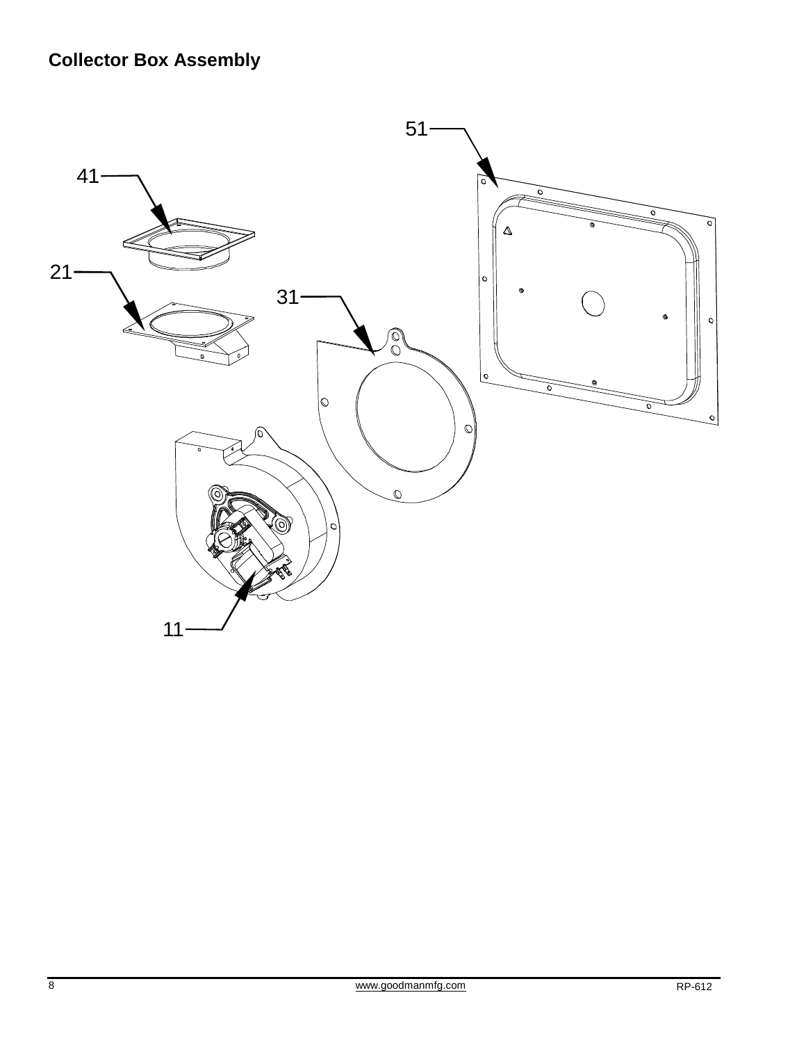## Collector Box Assembly

51

41

21

31

11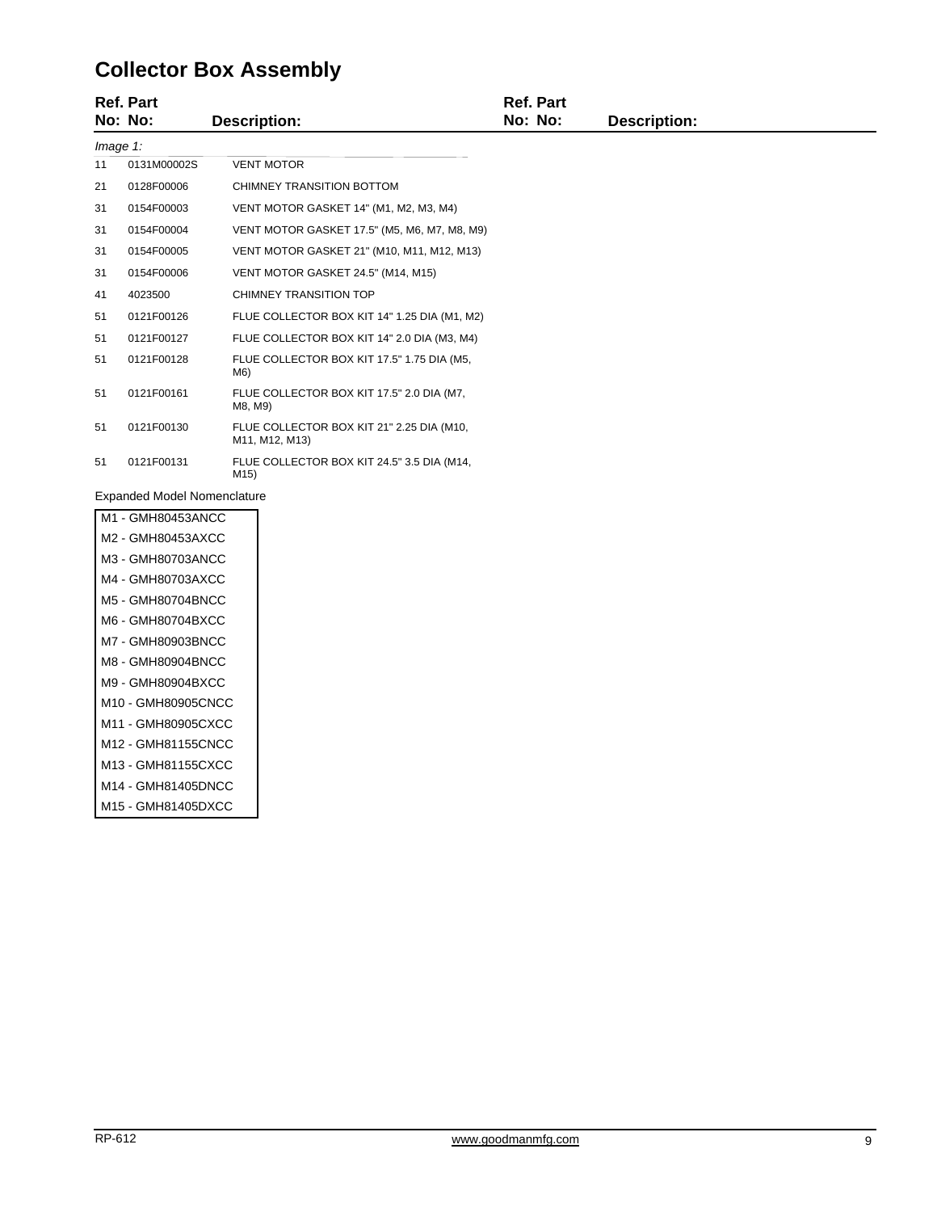# Collector Box Assembly

| Ref. No: | Part No: | Description: |
|---|---|---|
| *Image 1:* | | |
| 11 | 0131M00002S | VENT MOTOR |
| 21 | 0128F00006 | CHIMNEY TRANSITION BOTTOM |
| 31 | 0154F00003 | VENT MOTOR GASKET 14" (M1, M2, M3, M4) |
| 31 | 0154F00004 | VENT MOTOR GASKET 17.5" (M5, M6, M7, M8, M9) |
| 31 | 0154F00005 | VENT MOTOR GASKET 21" (M10, M11, M12, M13) |
| 31 | 0154F00006 | VENT MOTOR GASKET 24.5" (M14, M15) |
| 41 | 4023500 | CHIMNEY TRANSITION TOP |
| 51 | 0121F00126 | FLUE COLLECTOR BOX KIT 14" 1.25 DIA (M1, M2) |
| 51 | 0121F00127 | FLUE COLLECTOR BOX KIT 14" 2.0 DIA (M3, M4) |
| 51 | 0121F00128 | FLUE COLLECTOR BOX KIT 17.5" 1.75 DIA (M5, M6) |
| 51 | 0121F00161 | FLUE COLLECTOR BOX KIT 17.5" 2.0 DIA (M7, M8, M9) |
| 51 | 0121F00130 | FLUE COLLECTOR BOX KIT 21" 2.25 DIA (M10, M11, M12, M13) |
| 51 | 0121F00131 | FLUE COLLECTOR BOX KIT 24.5" 3.5 DIA (M14, M15) |

Expanded Model Nomenclature

| |
|---|
| M1 - GMH80453ANCC |
| M2 - GMH80453AXCC |
| M3 - GMH80703ANCC |
| M4 - GMH80703AXCC |
| M5 - GMH80704BNCC |
| M6 - GMH80704BXCC |
| M7 - GMH80903BNCC |
| M8 - GMH80904BNCC |
| M9 - GMH80904BXCC |
| M10 - GMH80905CNCC |
| M11 - GMH80905CXCC |
| M12 - GMH81155CNCC |
| M13 - GMH81155CXCC |
| M14 - GMH81405DNCC |
| M15 - GMH81405DXCC |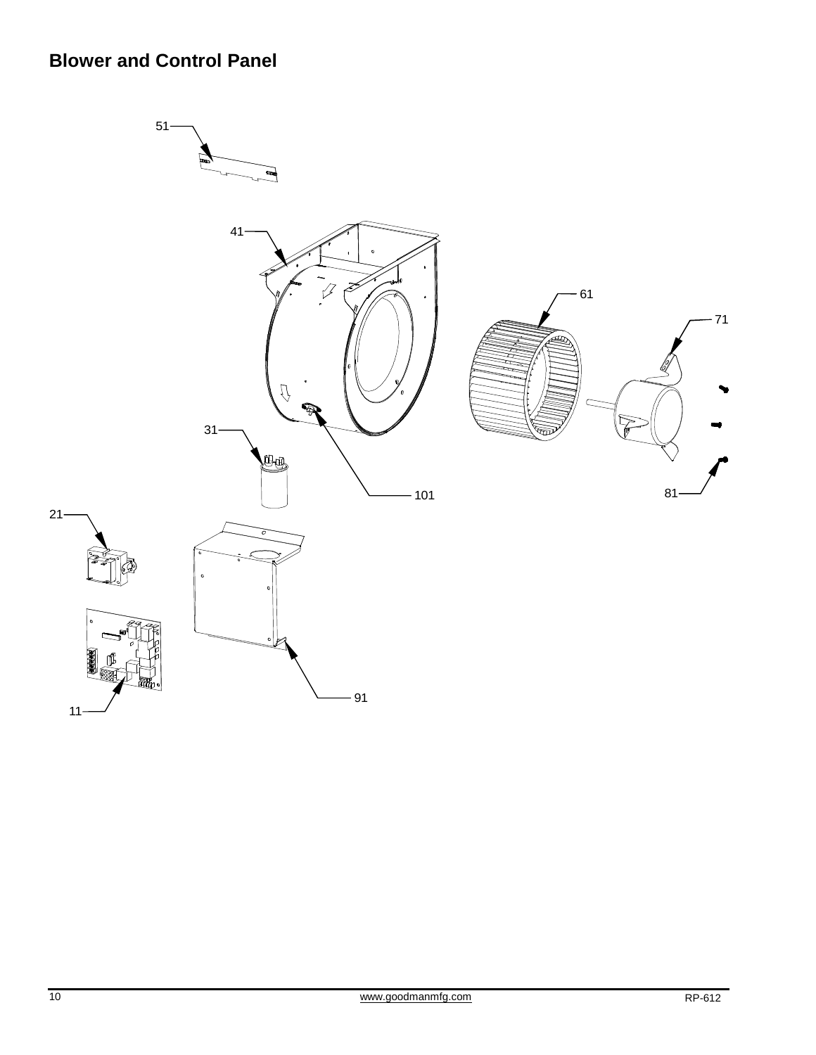## Blower and Control Panel

51

41

61

71

31

101

81

21

91

11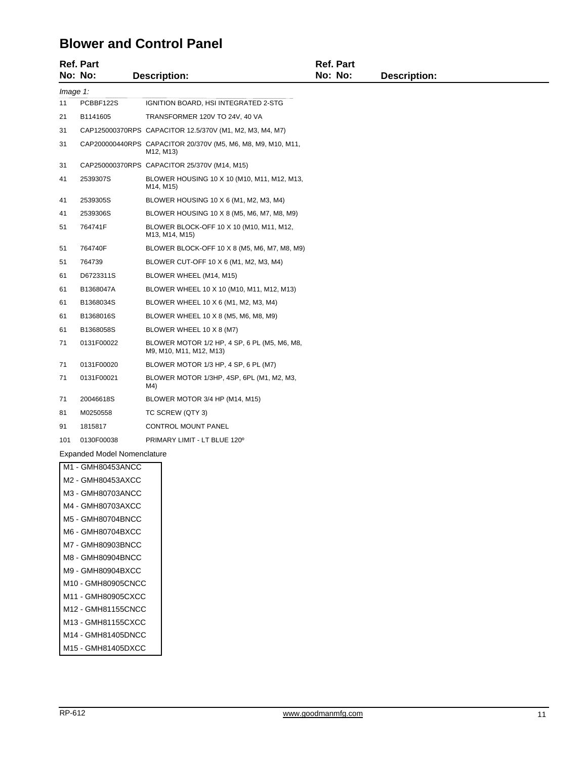## Blower and Control Panel

| Ref. No: | Part No: | Description: |
|---|---|---|
| *Image 1:* | | |
| 11 | PCBBF122S | IGNITION BOARD, HSI INTEGRATED 2-STG |
| 21 | B1141605 | TRANSFORMER 120V TO 24V, 40 VA |
| 31 | CAP125000370RPS | CAPACITOR 12.5/370V (M1, M2, M3, M4, M7) |
| 31 | CAP200000440RPS | CAPACITOR 20/370V (M5, M6, M8, M9, M10, M11, M12, M13) |
| 31 | CAP250000370RPS | CAPACITOR 25/370V (M14, M15) |
| 41 | 2539307S | BLOWER HOUSING 10 X 10 (M10, M11, M12, M13, M14, M15) |
| 41 | 2539305S | BLOWER HOUSING 10 X 6 (M1, M2, M3, M4) |
| 41 | 2539306S | BLOWER HOUSING 10 X 8 (M5, M6, M7, M8, M9) |
| 51 | 764741F | BLOWER BLOCK-OFF 10 X 10 (M10, M11, M12, M13, M14, M15) |
| 51 | 764740F | BLOWER BLOCK-OFF 10 X 8 (M5, M6, M7, M8, M9) |
| 51 | 764739 | BLOWER CUT-OFF 10 X 6 (M1, M2, M3, M4) |
| 61 | D6723311S | BLOWER WHEEL (M14, M15) |
| 61 | B1368047A | BLOWER WHEEL 10 X 10 (M10, M11, M12, M13) |
| 61 | B1368034S | BLOWER WHEEL 10 X 6 (M1, M2, M3, M4) |
| 61 | B1368016S | BLOWER WHEEL 10 X 8 (M5, M6, M8, M9) |
| 61 | B1368058S | BLOWER WHEEL 10 X 8 (M7) |
| 71 | 0131F00022 | BLOWER MOTOR 1/2 HP, 4 SP, 6 PL (M5, M6, M8, M9, M10, M11, M12, M13) |
| 71 | 0131F00020 | BLOWER MOTOR 1/3 HP, 4 SP, 6 PL (M7) |
| 71 | 0131F00021 | BLOWER MOTOR 1/3HP, 4SP, 6PL (M1, M2, M3, M4) |
| 71 | 20046618S | BLOWER MOTOR 3/4 HP (M14, M15) |
| 81 | M0250558 | TC SCREW (QTY 3) |
| 91 | 1815817 | CONTROL MOUNT PANEL |
| 101 | 0130F00038 | PRIMARY LIMIT - LT BLUE 120º |

Expanded Model Nomenclature

| |
|---|
| M1 - GMH80453ANCC |
| M2 - GMH80453AXCC |
| M3 - GMH80703ANCC |
| M4 - GMH80703AXCC |
| M5 - GMH80704BNCC |
| M6 - GMH80704BXCC |
| M7 - GMH80903BNCC |
| M8 - GMH80904BNCC |
| M9 - GMH80904BXCC |
| M10 - GMH80905CNCC |
| M11 - GMH80905CXCC |
| M12 - GMH81155CNCC |
| M13 - GMH81155CXCC |
| M14 - GMH81405DNCC |
| M15 - GMH81405DXCC |